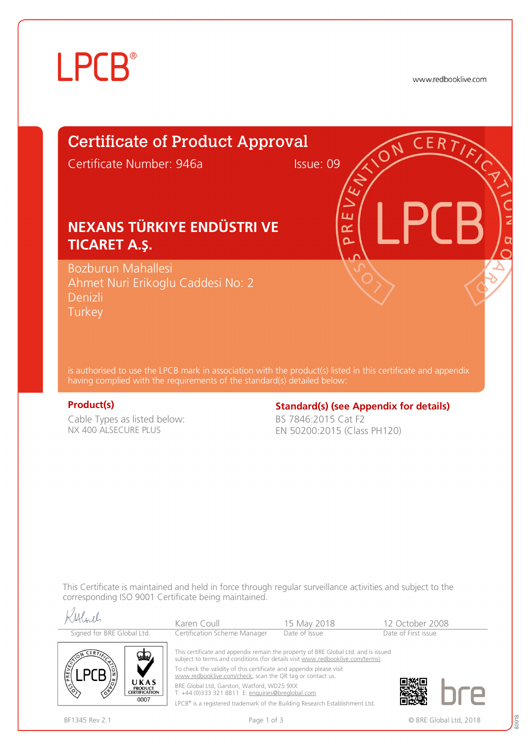LPCB®

www.redbooklive.com

# Certificate of Product Approval

Certificate Number: 946a Issue: 09

## NEXANS TÜRKIYE ENDÜSTRI VE TICARET A.Ş.

Bozburun Mahallesi
Ahmet Nuri Erikoglu Caddesi No: 2
Denizli
Turkey

is authorised to use the LPCB mark in association with the product(s) listed in this certificate and appendix having complied with the requirements of the standard(s) detailed below:

**Product(s)**

Cable Types as listed below:
NX 400 ALSECURE PLUS

**Standard(s) (see Appendix for details)**

BS 7846:2015 Cat F2
EN 50200:2015 (Class PH120)

This Certificate is maintained and held in force through regular surveillance activities and subject to the corresponding ISO 9001 Certificate being maintained.

| Signed for BRE Global Ltd. | Karen Coull<br>Certification Scheme Manager | 15 May 2018<br>Date of Issue | 12 October 2008<br>Date of First issue |
|---|---|---|---|

UKAS PRODUCT CERTIFICATION 0007

This certificate and appendix remain the property of BRE Global Ltd. and is issued subject to terms and conditions (for details visit www.redbooklive.com/terms).

To check the validity of this certificate and appendix please visit www.redbooklive.com/check, scan the QR tag or contact us.

BRE Global Ltd, Garston, Watford, WD25 9XX
T: +44 (0)333 321 8811 E: enquiries@breglobal.com

LPCB® is a registered trademark of the Building Research Establishment Ltd.

BF1345 Rev 2.1

© BRE Global Ltd, 2018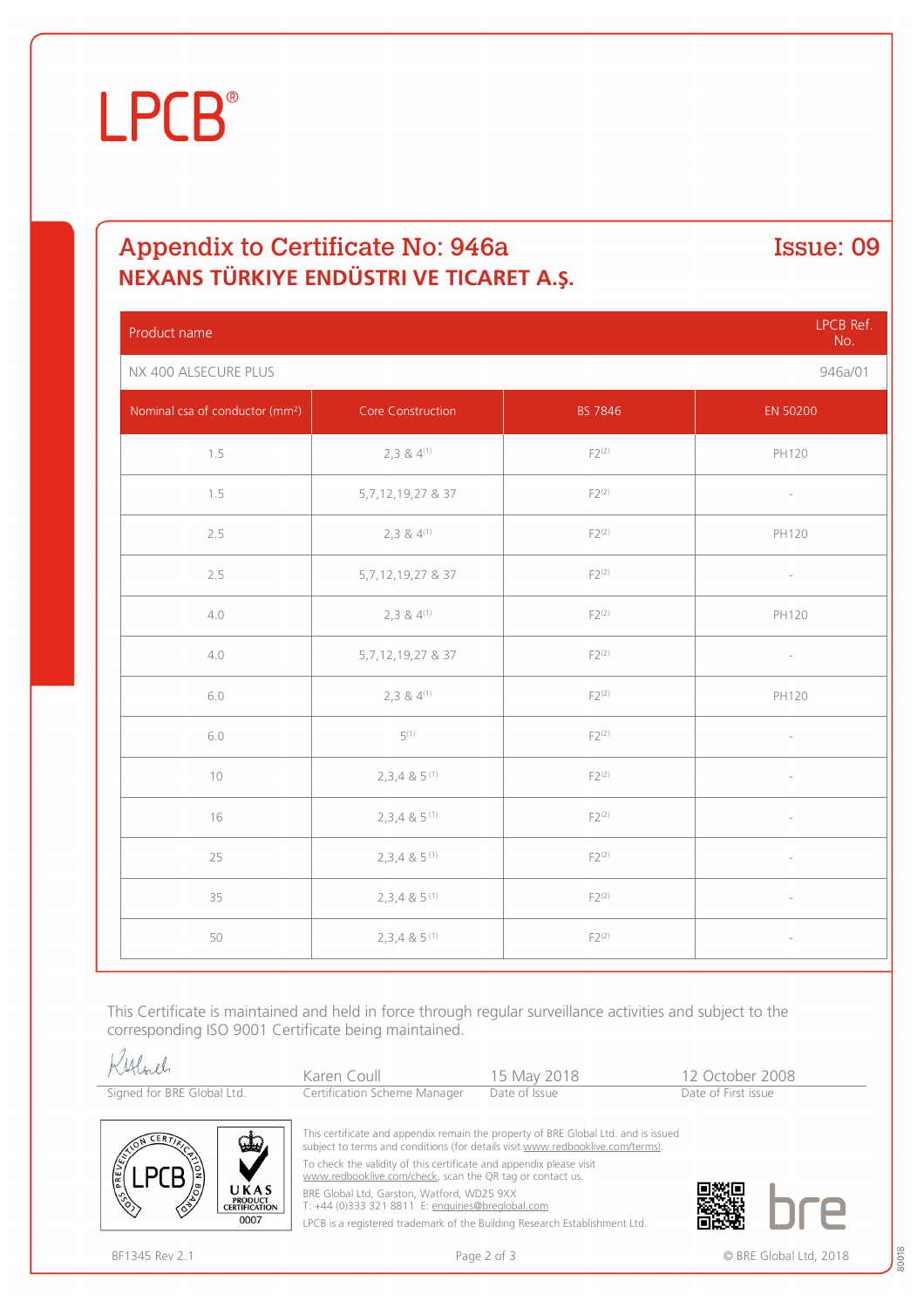# LPCB®

## Appendix to Certificate No: 946a — Issue: 09

### NEXANS TÜRKIYE ENDÜSTRI VE TICARET A.Ş.

| Product name | | | LPCB Ref. No. |
|---|---|---|---|
| NX 400 ALSECURE PLUS | | | 946a/01 |
| **Nominal csa of conductor (mm²)** | **Core Construction** | **BS 7846** | **EN 50200** |
| 1.5 | 2,3 & 4[1] | F2[2] | PH120 |
| 1.5 | 5,7,12,19,27 & 37 | F2[2] | - |
| 2.5 | 2,3 & 4[1] | F2[2] | PH120 |
| 2.5 | 5,7,12,19,27 & 37 | F2[2] | - |
| 4.0 | 2,3 & 4[1] | F2[2] | PH120 |
| 4.0 | 5,7,12,19,27 & 37 | F2[2] | - |
| 6.0 | 2,3 & 4[1] | F2[2] | PH120 |
| 6.0 | 5[1] | F2[2] | - |
| 10 | 2,3,4 & 5[1] | F2[2] | - |
| 16 | 2,3,4 & 5[1] | F2[2] | - |
| 25 | 2,3,4 & 5[1] | F2[2] | - |
| 35 | 2,3,4 & 5[1] | F2[2] | - |
| 50 | 2,3,4 & 5[1] | F2[2] | - |

This Certificate is maintained and held in force through regular surveillance activities and subject to the corresponding ISO 9001 Certificate being maintained.

| Signed for BRE Global Ltd. | Karen Coull<br>Certification Scheme Manager | 15 May 2018<br>Date of Issue | 12 October 2008<br>Date of First issue |
|---|---|---|---|

This certificate and appendix remain the property of BRE Global Ltd. and is issued subject to terms and conditions (for details visit www.redbooklive.com/terms).

To check the validity of this certificate and appendix please visit www.redbooklive.com/check, scan the QR tag or contact us.

BRE Global Ltd, Garston, Watford, WD25 9XX
T: +44 (0)333 321 8811 E: enquiries@breglobal.com

LPCB is a registered trademark of the Building Research Establishment Ltd.

BF1345 Rev 2.1

© BRE Global Ltd, 2018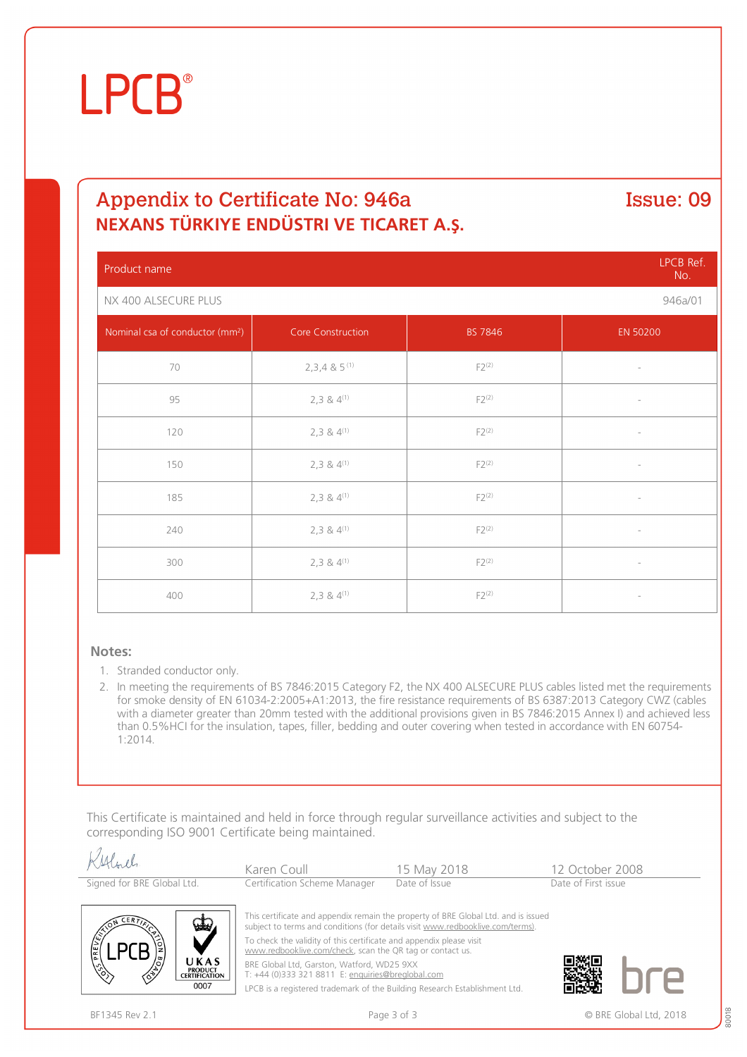LPCB®

# Appendix to Certificate No: 946a

Issue: 09

## NEXANS TÜRKIYE ENDÜSTRI VE TICARET A.Ş.

| Product name | | | LPCB Ref. No. |
|---|---|---|---|
| NX 400 ALSECURE PLUS | | | 946a/01 |
| **Nominal csa of conductor (mm²)** | **Core Construction** | **BS 7846** | **EN 50200** |
| 70 | 2,3,4 & 5 [1] | F2 [2] | - |
| 95 | 2,3 & 4 [1] | F2 [2] | - |
| 120 | 2,3 & 4 [1] | F2 [2] | - |
| 150 | 2,3 & 4 [1] | F2 [2] | - |
| 185 | 2,3 & 4 [1] | F2 [2] | - |
| 240 | 2,3 & 4 [1] | F2 [2] | - |
| 300 | 2,3 & 4 [1] | F2 [2] | - |
| 400 | 2,3 & 4 [1] | F2 [2] | - |

### Notes:

1. Stranded conductor only.
2. In meeting the requirements of BS 7846:2015 Category F2, the NX 400 ALSECURE PLUS cables listed met the requirements for smoke density of EN 61034-2:2005+A1:2013, the fire resistance requirements of BS 6387:2013 Category CWZ (cables with a diameter greater than 20mm tested with the additional provisions given in BS 7846:2015 Annex I) and achieved less than 0.5%HCl for the insulation, tapes, filler, bedding and outer covering when tested in accordance with EN 60754-1:2014.

This Certificate is maintained and held in force through regular surveillance activities and subject to the corresponding ISO 9001 Certificate being maintained.

| Signed for BRE Global Ltd. | Karen Coull<br>Certification Scheme Manager | 15 May 2018<br>Date of Issue | 12 October 2008<br>Date of First issue |
|---|---|---|---|

This certificate and appendix remain the property of BRE Global Ltd. and is issued subject to terms and conditions (for details visit www.redbooklive.com/terms).

To check the validity of this certificate and appendix please visit www.redbooklive.com/check, scan the QR tag or contact us.

BRE Global Ltd, Garston, Watford, WD25 9XX
T: +44 (0)333 321 8811 E: enquiries@breglobal.com

LPCB is a registered trademark of the Building Research Establishment Ltd.

UKAS PRODUCT CERTIFICATION 0007

BF1345 Rev 2.1

© BRE Global Ltd, 2018